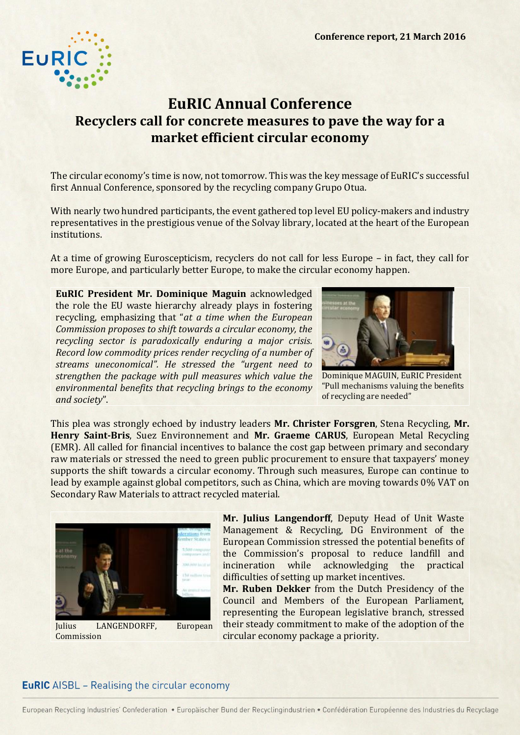Conference report, 21 March 2016

# EuRIC Annual Conference
## Recyclers call for concrete measures to pave the way for a market efficient circular economy

The circular economy's time is now, not tomorrow. This was the key message of EuRIC's successful first Annual Conference, sponsored by the recycling company Grupo Otua.

With nearly two hundred participants, the event gathered top level EU policy-makers and industry representatives in the prestigious venue of the Solvay library, located at the heart of the European institutions.

At a time of growing Euroscepticism, recyclers do not call for less Europe – in fact, they call for more Europe, and particularly better Europe, to make the circular economy happen.

**EuRIC President Mr. Dominique Maguin** acknowledged the role the EU waste hierarchy already plays in fostering recycling, emphasizing that "*at a time when the European Commission proposes to shift towards a circular economy, the recycling sector is paradoxically enduring a major crisis. Record low commodity prices render recycling of a number of streams uneconomical*". He stressed the "*urgent need to strengthen the package with pull measures which value the environmental benefits that recycling brings to the economy and society*".

Dominique MAGUIN, EuRIC President "Pull mechanisms valuing the benefits of recycling are needed"

This plea was strongly echoed by industry leaders **Mr. Christer Forsgren**, Stena Recycling, **Mr. Henry Saint-Bris**, Suez Environnement and **Mr. Graeme CARUS**, European Metal Recycling (EMR). All called for financial incentives to balance the cost gap between primary and secondary raw materials or stressed the need to green public procurement to ensure that taxpayers' money supports the shift towards a circular economy. Through such measures, Europe can continue to lead by example against global competitors, such as China, which are moving towards 0% VAT on Secondary Raw Materials to attract recycled material.

Julius LANGENDORFF, European Commission

**Mr. Julius Langendorff**, Deputy Head of Unit Waste Management & Recycling, DG Environment of the European Commission stressed the potential benefits of the Commission's proposal to reduce landfill and incineration while acknowledging the practical difficulties of setting up market incentives.

**Mr. Ruben Dekker** from the Dutch Presidency of the Council and Members of the European Parliament, representing the European legislative branch, stressed their steady commitment to make of the adoption of the circular economy package a priority.

**EuRIC** AISBL – Realising the circular economy

European Recycling Industries' Confederation • Europäischer Bund der Recyclingindustrien • Confédération Européenne des Industries du Recyclage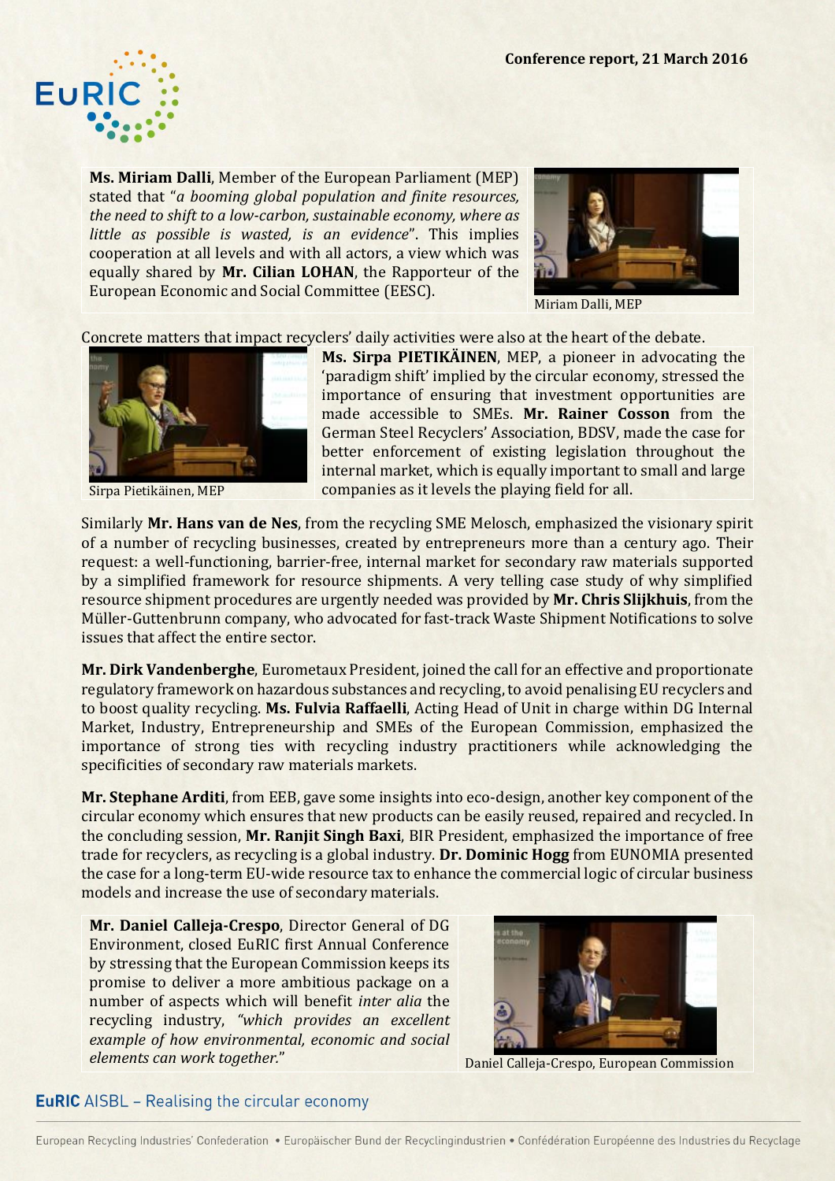**Ms. Miriam Dalli**, Member of the European Parliament (MEP) stated that "*a booming global population and finite resources, the need to shift to a low-carbon, sustainable economy, where as little as possible is wasted, is an evidence*". This implies cooperation at all levels and with all actors, a view which was equally shared by **Mr. Cilian LOHAN**, the Rapporteur of the European Economic and Social Committee (EESC).

Miriam Dalli, MEP

Concrete matters that impact recyclers' daily activities were also at the heart of the debate.

Sirpa Pietikäinen, MEP

**Ms. Sirpa PIETIKÄINEN**, MEP, a pioneer in advocating the 'paradigm shift' implied by the circular economy, stressed the importance of ensuring that investment opportunities are made accessible to SMEs. **Mr. Rainer Cosson** from the German Steel Recyclers' Association, BDSV, made the case for better enforcement of existing legislation throughout the internal market, which is equally important to small and large companies as it levels the playing field for all.

Similarly **Mr. Hans van de Nes**, from the recycling SME Melosch, emphasized the visionary spirit of a number of recycling businesses, created by entrepreneurs more than a century ago. Their request: a well-functioning, barrier-free, internal market for secondary raw materials supported by a simplified framework for resource shipments. A very telling case study of why simplified resource shipment procedures are urgently needed was provided by **Mr. Chris Slijkhuis**, from the Müller-Guttenbrunn company, who advocated for fast-track Waste Shipment Notifications to solve issues that affect the entire sector.

**Mr. Dirk Vandenberghe**, Eurometaux President, joined the call for an effective and proportionate regulatory framework on hazardous substances and recycling, to avoid penalising EU recyclers and to boost quality recycling. **Ms. Fulvia Raffaelli**, Acting Head of Unit in charge within DG Internal Market, Industry, Entrepreneurship and SMEs of the European Commission, emphasized the importance of strong ties with recycling industry practitioners while acknowledging the specificities of secondary raw materials markets.

**Mr. Stephane Arditi**, from EEB, gave some insights into eco-design, another key component of the circular economy which ensures that new products can be easily reused, repaired and recycled. In the concluding session, **Mr. Ranjit Singh Baxi**, BIR President, emphasized the importance of free trade for recyclers, as recycling is a global industry. **Dr. Dominic Hogg** from EUNOMIA presented the case for a long-term EU-wide resource tax to enhance the commercial logic of circular business models and increase the use of secondary materials.

**Mr. Daniel Calleja-Crespo**, Director General of DG Environment, closed EuRIC first Annual Conference by stressing that the European Commission keeps its promise to deliver a more ambitious package on a number of aspects which will benefit *inter alia* the recycling industry, *"which provides an excellent example of how environmental, economic and social elements can work together."*

Daniel Calleja-Crespo, European Commission

**EuRIC** AISBL – Realising the circular economy

European Recycling Industries' Confederation • Europäischer Bund der Recyclingindustrien • Confédération Européenne des Industries du Recyclage